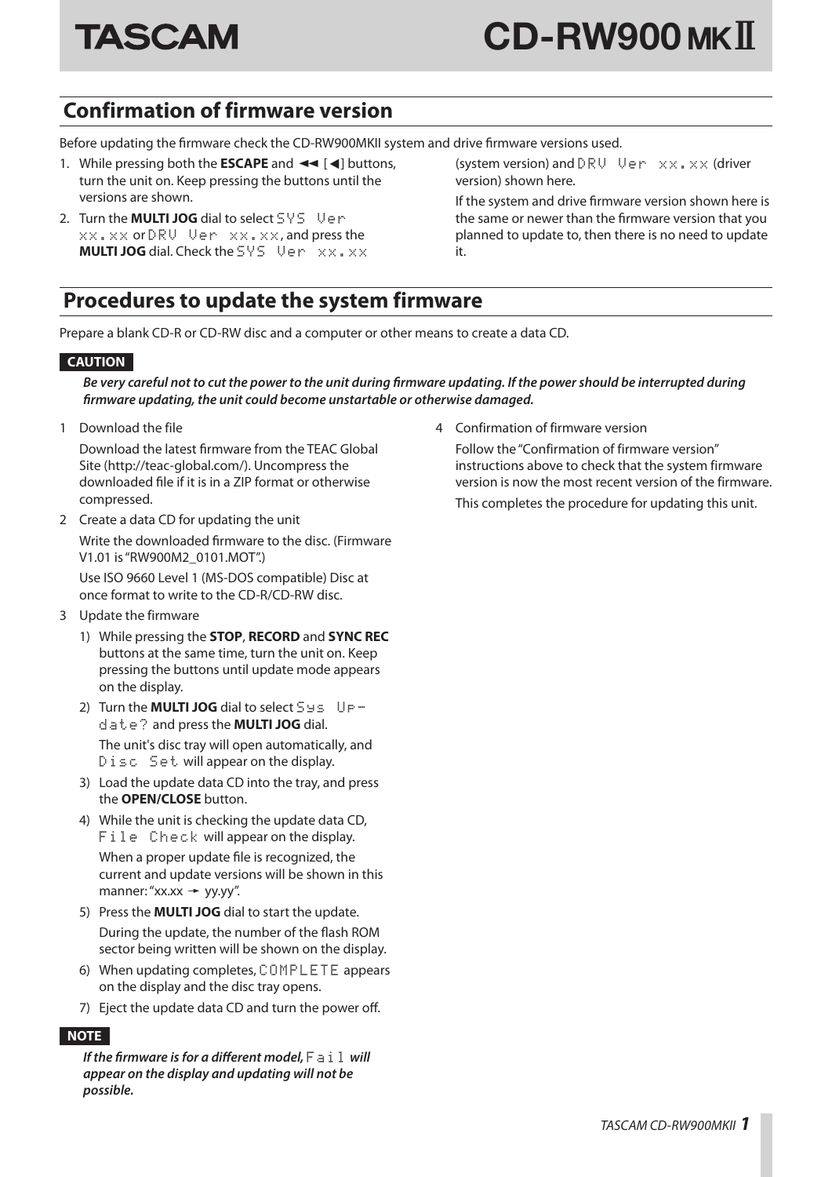# Confirmation of firmware version

Before updating the firmware check the CD-RW900MKII system and drive firmware versions used.

1. While pressing both the **ESCAPE** and ◄◄ [◄] buttons, turn the unit on. Keep pressing the buttons until the versions are shown.
2. Turn the **MULTI JOG** dial to select `SYS Ver xx.xx` or `DRV Ver xx.xx`, and press the **MULTI JOG** dial. Check the `SYS Ver xx.xx` (system version) and `DRV Ver xx.xx` (driver version) shown here.

   If the system and drive firmware version shown here is the same or newer than the firmware version that you planned to update to, then there is no need to update it.

# Procedures to update the system firmware

Prepare a blank CD-R or CD-RW disc and a computer or other means to create a data CD.

**CAUTION**

***Be very careful not to cut the power to the unit during firmware updating. If the power should be interrupted during firmware updating, the unit could become unstartable or otherwise damaged.***

1 Download the file

Download the latest firmware from the TEAC Global Site (http://teac-global.com/). Uncompress the downloaded file if it is in a ZIP format or otherwise compressed.

2 Create a data CD for updating the unit

Write the downloaded firmware to the disc. (Firmware V1.01 is "RW900M2_0101.MOT".)

Use ISO 9660 Level 1 (MS-DOS compatible) Disc at once format to write to the CD-R/CD-RW disc.

3 Update the firmware

1) While pressing the **STOP**, **RECORD** and **SYNC REC** buttons at the same time, turn the unit on. Keep pressing the buttons until update mode appears on the display.
2) Turn the **MULTI JOG** dial to select `Sys Up-date?` and press the **MULTI JOG** dial.

   The unit's disc tray will open automatically, and `Disc Set` will appear on the display.
3) Load the update data CD into the tray, and press the **OPEN/CLOSE** button.
4) While the unit is checking the update data CD, `File Check` will appear on the display.

   When a proper update file is recognized, the current and update versions will be shown in this manner: "xx.xx → yy.yy".
5) Press the **MULTI JOG** dial to start the update.

   During the update, the number of the flash ROM sector being written will be shown on the display.
6) When updating completes, `COMPLETE` appears on the display and the disc tray opens.
7) Eject the update data CD and turn the power off.

**NOTE**

***If the firmware is for a different model,*** `Fail` ***will appear on the display and updating will not be possible.***

4 Confirmation of firmware version

Follow the "Confirmation of firmware version" instructions above to check that the system firmware version is now the most recent version of the firmware.

This completes the procedure for updating this unit.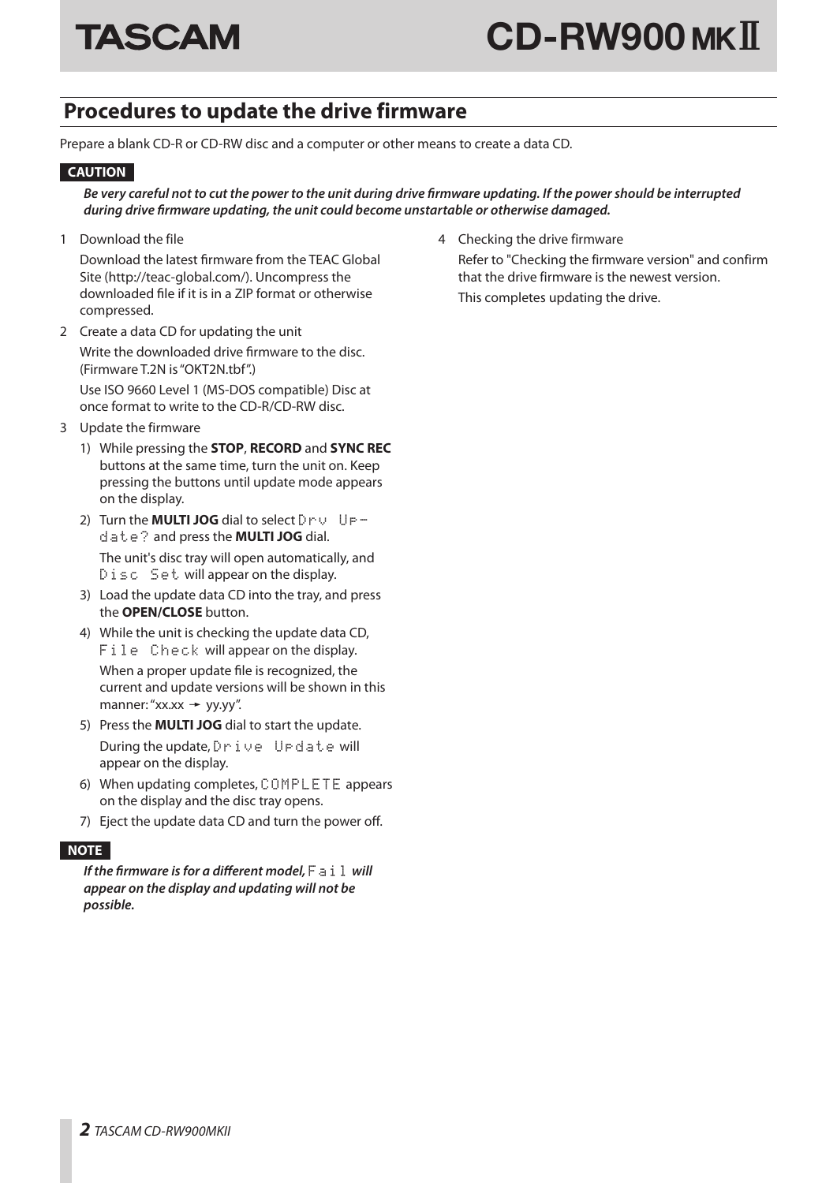## Procedures to update the drive firmware

Prepare a blank CD-R or CD-RW disc and a computer or other means to create a data CD.

**CAUTION**

***Be very careful not to cut the power to the unit during drive firmware updating. If the power should be interrupted during drive firmware updating, the unit could become unstartable or otherwise damaged.***

1 Download the file

   Download the latest firmware from the TEAC Global Site (http://teac-global.com/). Uncompress the downloaded file if it is in a ZIP format or otherwise compressed.

2 Create a data CD for updating the unit

   Write the downloaded drive firmware to the disc. (Firmware T.2N is "OKT2N.tbf".)

   Use ISO 9660 Level 1 (MS-DOS compatible) Disc at once format to write to the CD-R/CD-RW disc.

3 Update the firmware

   1) While pressing the **STOP**, **RECORD** and **SYNC REC** buttons at the same time, turn the unit on. Keep pressing the buttons until update mode appears on the display.

   2) Turn the **MULTI JOG** dial to select `Drv Up-date?` and press the **MULTI JOG** dial.

      The unit's disc tray will open automatically, and `Disc Set` will appear on the display.

   3) Load the update data CD into the tray, and press the **OPEN/CLOSE** button.

   4) While the unit is checking the update data CD, `File Check` will appear on the display.

      When a proper update file is recognized, the current and update versions will be shown in this manner: "xx.xx → yy.yy".

   5) Press the **MULTI JOG** dial to start the update.

      During the update, `Drive Update` will appear on the display.

   6) When updating completes, `COMPLETE` appears on the display and the disc tray opens.

   7) Eject the update data CD and turn the power off.

**NOTE**

***If the firmware is for a different model,*** `Fail` ***will appear on the display and updating will not be possible.***

4 Checking the drive firmware

   Refer to "Checking the firmware version" and confirm that the drive firmware is the newest version.

   This completes updating the drive.